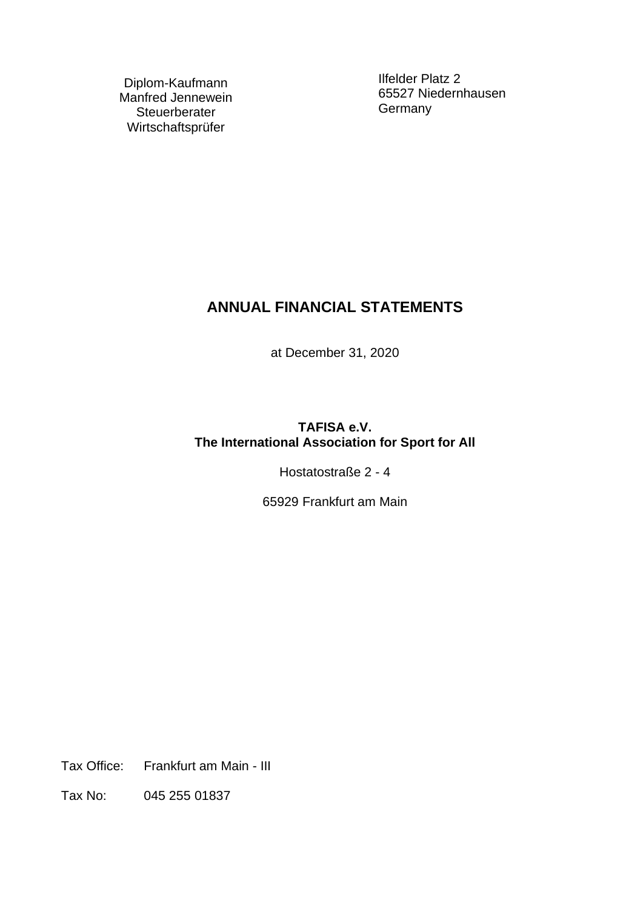Diplom-Kaufmann
Manfred Jennewein
Steuerberater
Wirtschaftsprüfer

Ilfelder Platz 2
65527 Niedernhausen
Germany

# ANNUAL FINANCIAL STATEMENTS

at December 31, 2020

**TAFISA e.V.**
**The International Association for Sport for All**

Hostatostraße 2 - 4

65929 Frankfurt am Main

Tax Office: Frankfurt am Main - III

Tax No: 045 255 01837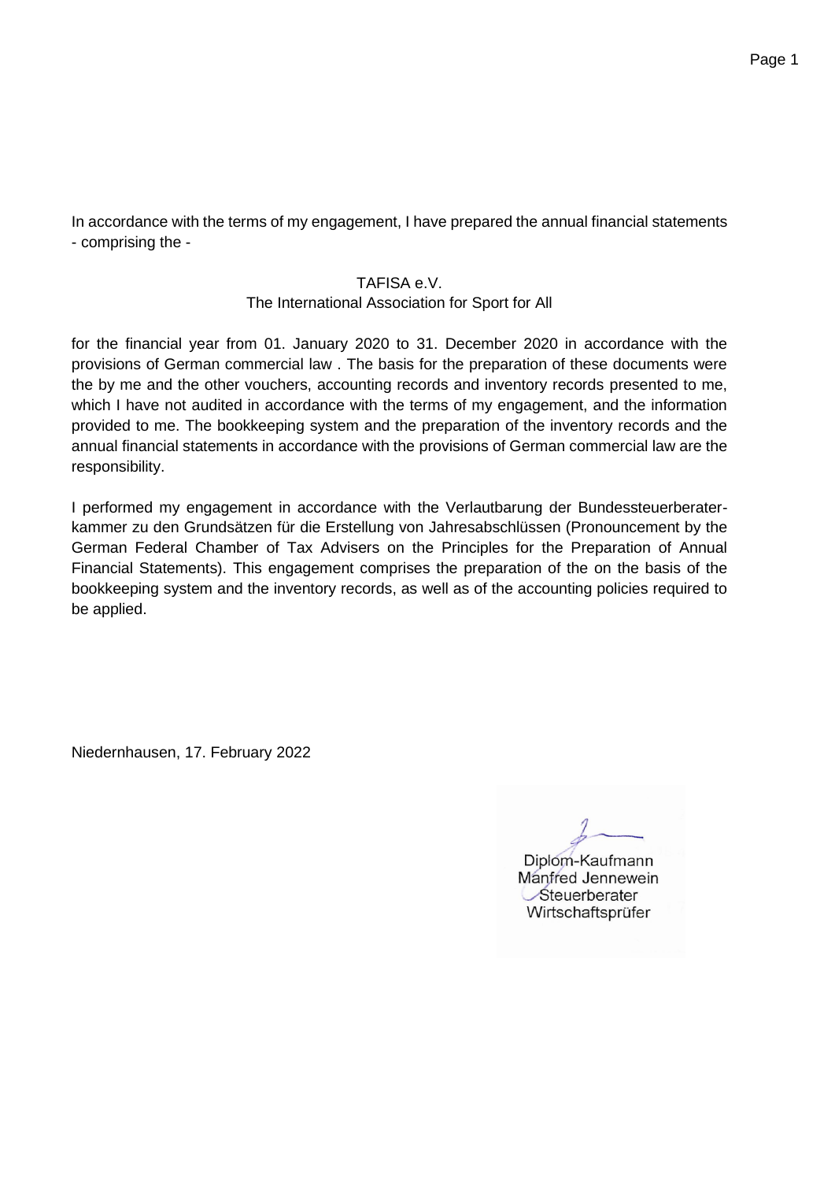In accordance with the terms of my engagement, I have prepared the annual financial statements - comprising the -

TAFISA e.V.
The International Association for Sport for All

for the financial year from 01. January 2020 to 31. December 2020 in accordance with the provisions of German commercial law . The basis for the preparation of these documents were the by me and the other vouchers, accounting records and inventory records presented to me, which I have not audited in accordance with the terms of my engagement, and the information provided to me. The bookkeeping system and the preparation of the inventory records and the annual financial statements in accordance with the provisions of German commercial law are the responsibility.

I performed my engagement in accordance with the Verlautbarung der Bundessteuerberaterkammer zu den Grundsätzen für die Erstellung von Jahresabschlüssen (Pronouncement by the German Federal Chamber of Tax Advisers on the Principles for the Preparation of Annual Financial Statements). This engagement comprises the preparation of the on the basis of the bookkeeping system and the inventory records, as well as of the accounting policies required to be applied.

Niedernhausen, 17. February 2022

Diplom-Kaufmann
Manfred Jennewein
Steuerberater
Wirtschaftsprüfer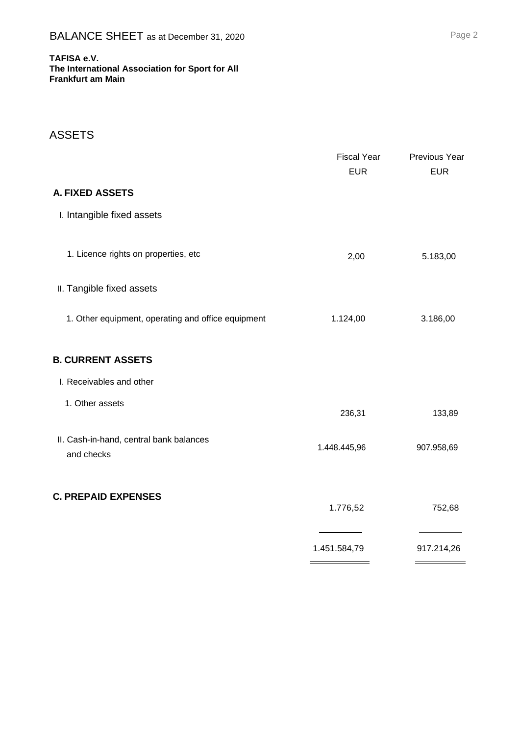# BALANCE SHEET as at December 31, 2020

**TAFISA e.V.**
**The International Association for Sport for All**
**Frankfurt am Main**

## ASSETS

| | Fiscal Year EUR | Previous Year EUR |
|---|---|---|
| **A. FIXED ASSETS** | | |
| I. Intangible fixed assets | | |
| 1. Licence rights on properties, etc | 2,00 | 5.183,00 |
| II. Tangible fixed assets | | |
| 1. Other equipment, operating and office equipment | 1.124,00 | 3.186,00 |
| **B. CURRENT ASSETS** | | |
| I. Receivables and other | | |
| 1. Other assets | 236,31 | 133,89 |
| II. Cash-in-hand, central bank balances and checks | 1.448.445,96 | 907.958,69 |
| **C. PREPAID EXPENSES** | 1.776,52 | 752,68 |
| | 1.451.584,79 | 917.214,26 |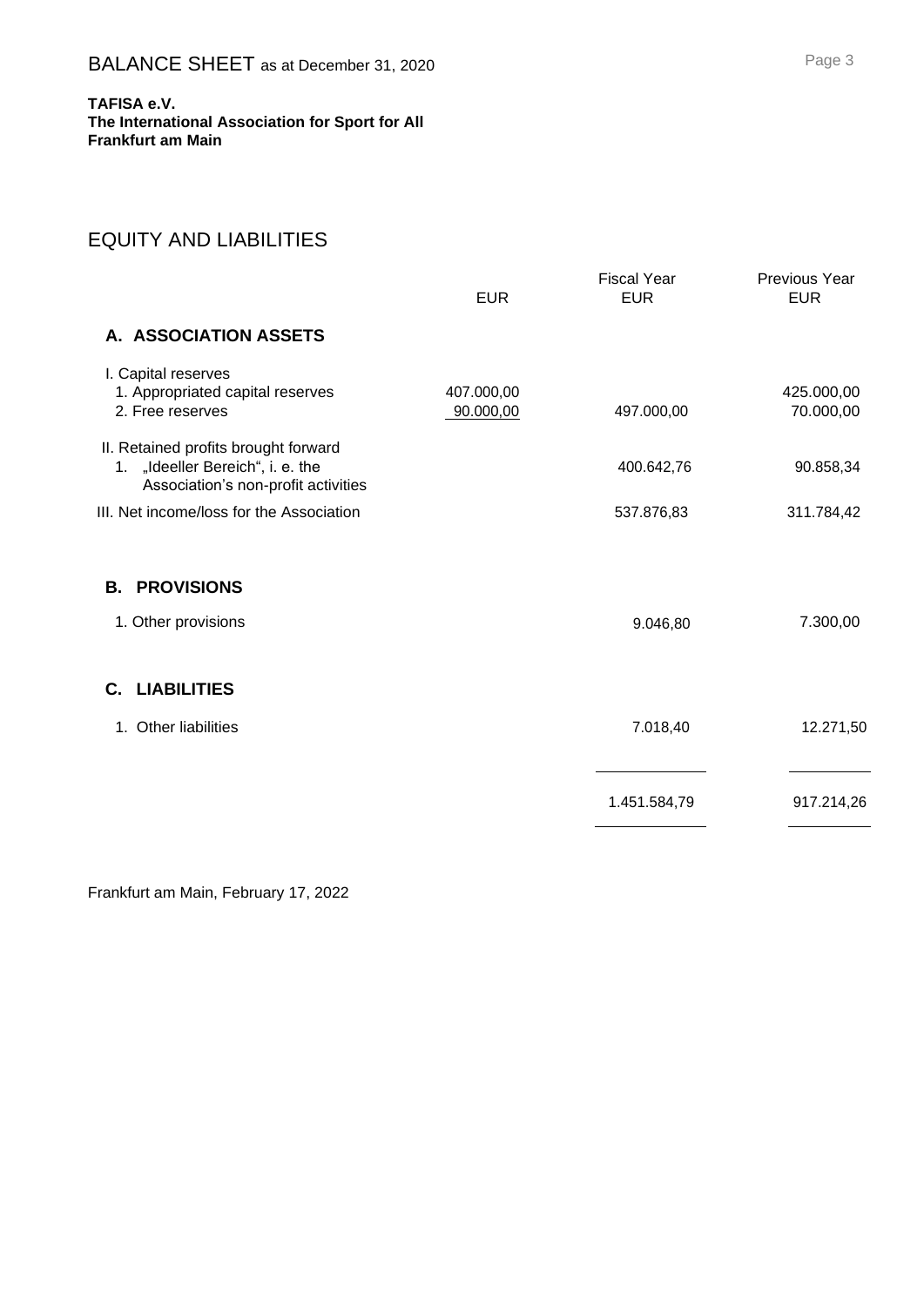# BALANCE SHEET as at December 31, 2020

**TAFISA e.V.**
**The International Association for Sport for All**
**Frankfurt am Main**

## EQUITY AND LIABILITIES

| | EUR | Fiscal Year EUR | Previous Year EUR |
|---|---|---|---|
| **A. ASSOCIATION ASSETS** | | | |
| I. Capital reserves | | | |
| 1. Appropriated capital reserves | 407.000,00 | | 425.000,00 |
| 2. Free reserves | 90.000,00 | 497.000,00 | 70.000,00 |
| II. Retained profits brought forward | | | |
| 1. „Ideeller Bereich", i. e. the Association's non-profit activities | | 400.642,76 | 90.858,34 |
| III. Net income/loss for the Association | | 537.876,83 | 311.784,42 |
| **B. PROVISIONS** | | | |
| 1. Other provisions | | 9.046,80 | 7.300,00 |
| **C. LIABILITIES** | | | |
| 1. Other liabilities | | 7.018,40 | 12.271,50 |
| | | 1.451.584,79 | 917.214,26 |

Frankfurt am Main, February 17, 2022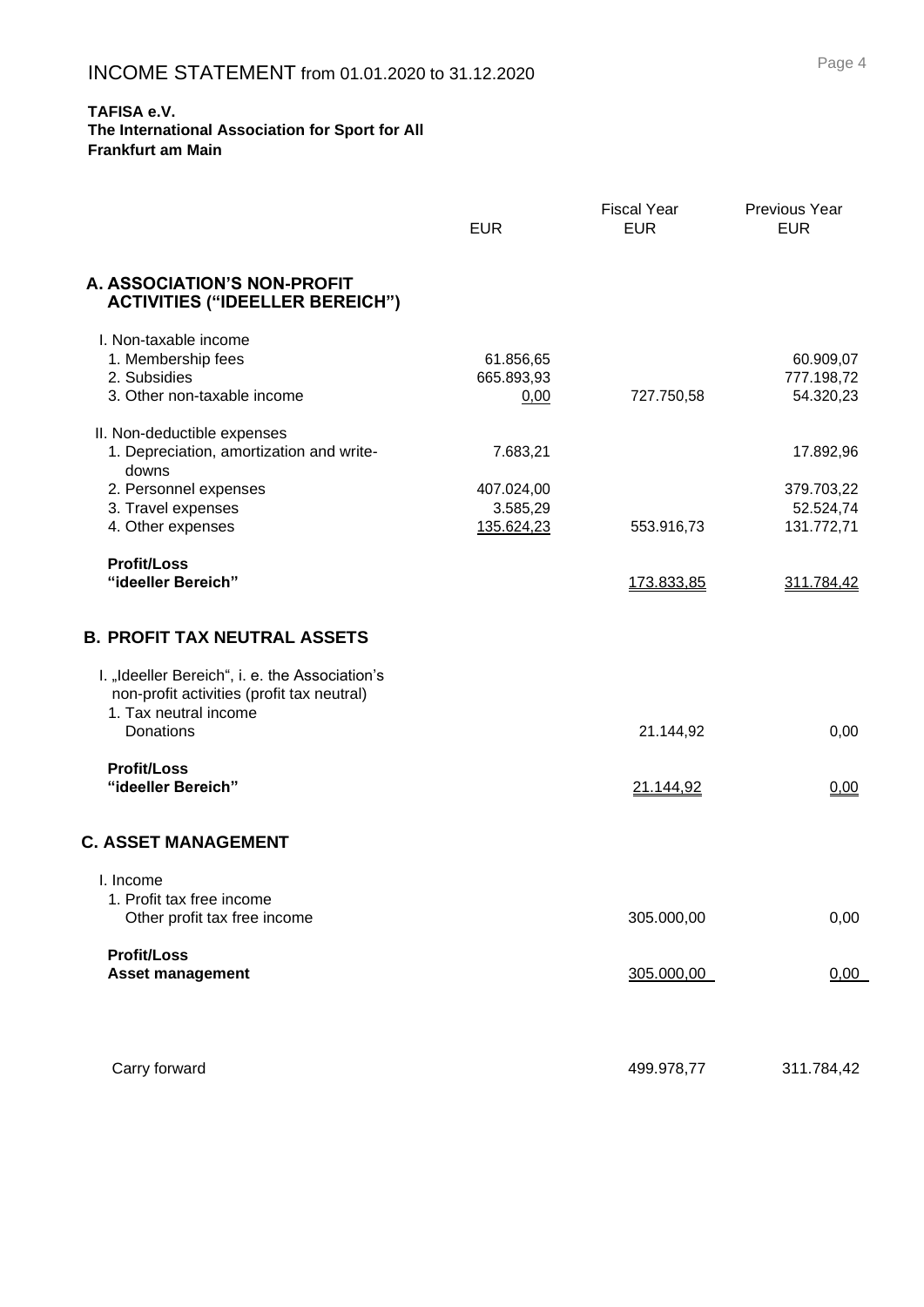# INCOME STATEMENT from 01.01.2020 to 31.12.2020

**TAFISA e.V.**
**The International Association for Sport for All**
**Frankfurt am Main**

| | EUR | Fiscal Year EUR | Previous Year EUR |
|---|---|---|---|
| **A. ASSOCIATION'S NON-PROFIT ACTIVITIES ("IDEELLER BEREICH")** | | | |
| I. Non-taxable income | | | |
| 1. Membership fees | 61.856,65 | | 60.909,07 |
| 2. Subsidies | 665.893,93 | | 777.198,72 |
| 3. Other non-taxable income | 0,00 | 727.750,58 | 54.320,23 |
| II. Non-deductible expenses | | | |
| 1. Depreciation, amortization and write-downs | 7.683,21 | | 17.892,96 |
| 2. Personnel expenses | 407.024,00 | | 379.703,22 |
| 3. Travel expenses | 3.585,29 | | 52.524,74 |
| 4. Other expenses | 135.624,23 | 553.916,73 | 131.772,71 |
| **Profit/Loss "ideeller Bereich"** | | 173.833,85 | 311.784,42 |
| **B. PROFIT TAX NEUTRAL ASSETS** | | | |
| I. „Ideeller Bereich", i. e. the Association's non-profit activities (profit tax neutral) | | | |
| 1. Tax neutral income | | | |
| Donations | | 21.144,92 | 0,00 |
| **Profit/Loss "ideeller Bereich"** | | 21.144,92 | 0,00 |
| **C. ASSET MANAGEMENT** | | | |
| I. Income | | | |
| 1. Profit tax free income | | | |
| Other profit tax free income | | 305.000,00 | 0,00 |
| **Profit/Loss Asset management** | | 305.000,00 | 0,00 |
| Carry forward | | 499.978,77 | 311.784,42 |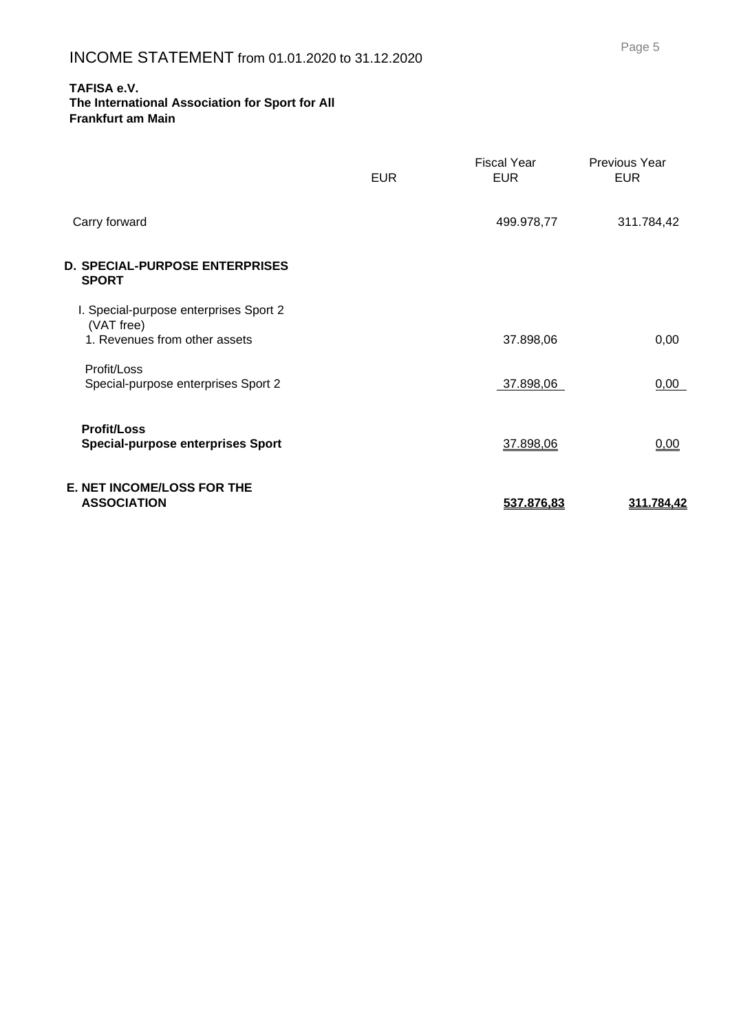# INCOME STATEMENT from 01.01.2020 to 31.12.2020

**TAFISA e.V.**
**The International Association for Sport for All**
**Frankfurt am Main**

| | EUR | Fiscal Year EUR | Previous Year EUR |
|---|---|---|---|
| Carry forward | | 499.978,77 | 311.784,42 |
| **D. SPECIAL-PURPOSE ENTERPRISES SPORT** | | | |
| I. Special-purpose enterprises Sport 2 (VAT free) | | | |
| 1. Revenues from other assets | | 37.898,06 | 0,00 |
| Profit/Loss Special-purpose enterprises Sport 2 | | 37.898,06 | 0,00 |
| **Profit/Loss Special-purpose enterprises Sport** | | 37.898,06 | 0,00 |
| **E. NET INCOME/LOSS FOR THE ASSOCIATION** | | **537.876,83** | **311.784,42** |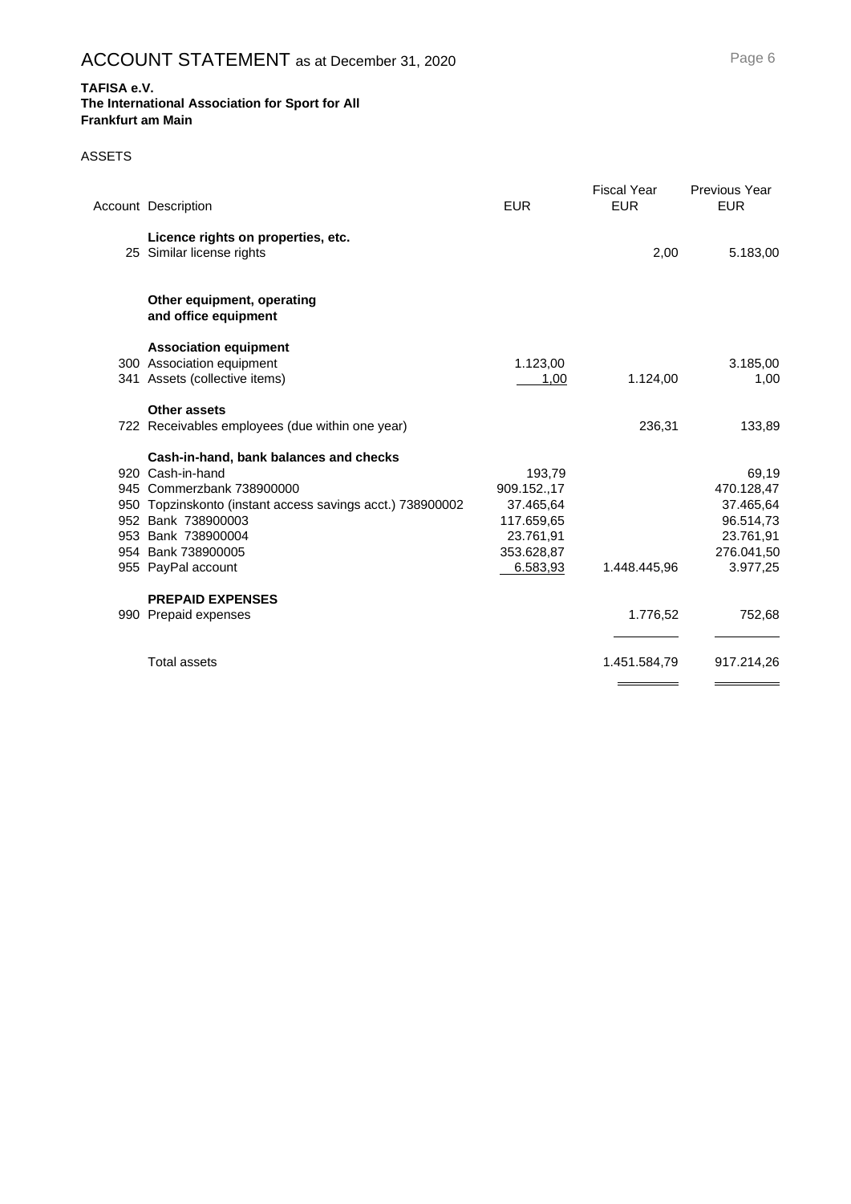# ACCOUNT STATEMENT as at December 31, 2020

**TAFISA e.V.**
**The International Association for Sport for All**
**Frankfurt am Main**

ASSETS

| Account | Description | EUR | Fiscal Year EUR | Previous Year EUR |
|---|---|---|---|---|
| | **Licence rights on properties, etc.** | | | |
| 25 | Similar license rights | | 2,00 | 5.183,00 |
| | **Other equipment, operating and office equipment** | | | |
| | **Association equipment** | | | |
| 300 | Association equipment | 1.123,00 | | 3.185,00 |
| 341 | Assets (collective items) | 1,00 | 1.124,00 | 1,00 |
| | **Other assets** | | | |
| 722 | Receivables employees (due within one year) | | 236,31 | 133,89 |
| | **Cash-in-hand, bank balances and checks** | | | |
| 920 | Cash-in-hand | 193,79 | | 69,19 |
| 945 | Commerzbank 738900000 | 909.152.,17 | | 470.128,47 |
| 950 | Topzinskonto (instant access savings acct.) 738900002 | 37.465,64 | | 37.465,64 |
| 952 | Bank 738900003 | 117.659,65 | | 96.514,73 |
| 953 | Bank 738900004 | 23.761,91 | | 23.761,91 |
| 954 | Bank 738900005 | 353.628,87 | | 276.041,50 |
| 955 | PayPal account | 6.583,93 | 1.448.445,96 | 3.977,25 |
| | **PREPAID EXPENSES** | | | |
| 990 | Prepaid expenses | | 1.776,52 | 752,68 |
| | Total assets | | 1.451.584,79 | 917.214,26 |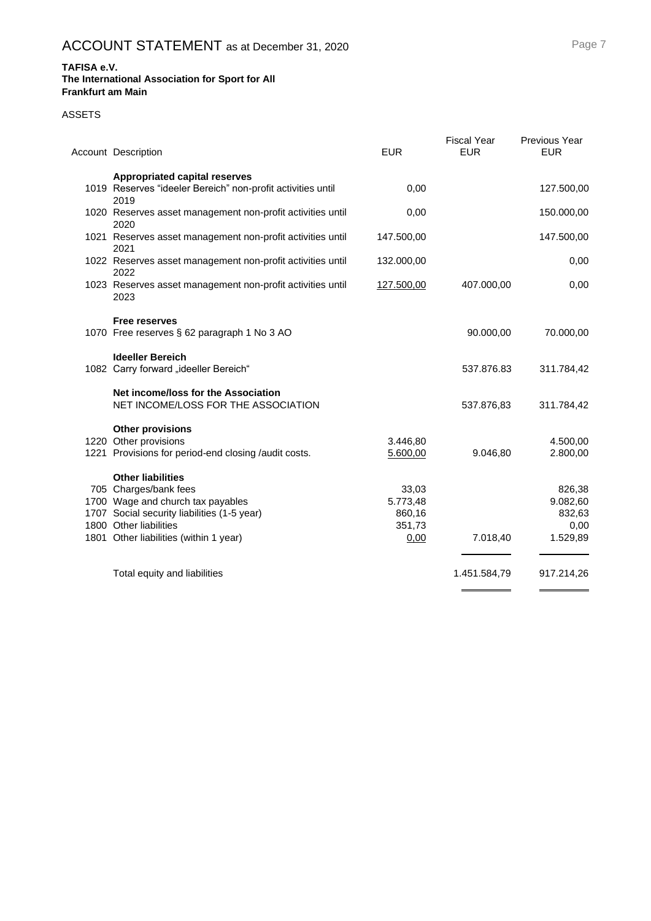# ACCOUNT STATEMENT as at December 31, 2020

**TAFISA e.V.**
**The International Association for Sport for All**
**Frankfurt am Main**

ASSETS

| Account | Description | EUR | Fiscal Year EUR | Previous Year EUR |
|---|---|---|---|---|
| | **Appropriated capital reserves** | | | |
| 1019 | Reserves "ideeler Bereich" non-profit activities until 2019 | 0,00 | | 127.500,00 |
| 1020 | Reserves asset management non-profit activities until 2020 | 0,00 | | 150.000,00 |
| 1021 | Reserves asset management non-profit activities until 2021 | 147.500,00 | | 147.500,00 |
| 1022 | Reserves asset management non-profit activities until 2022 | 132.000,00 | | 0,00 |
| 1023 | Reserves asset management non-profit activities until 2023 | 127.500,00 | 407.000,00 | 0,00 |
| | **Free reserves** | | | |
| 1070 | Free reserves § 62 paragraph 1 No 3 AO | | 90.000,00 | 70.000,00 |
| | **Ideeller Bereich** | | | |
| 1082 | Carry forward „ideeller Bereich" | | 537.876.83 | 311.784,42 |
| | **Net income/loss for the Association** | | | |
| | NET INCOME/LOSS FOR THE ASSOCIATION | | 537.876,83 | 311.784,42 |
| | **Other provisions** | | | |
| 1220 | Other provisions | 3.446,80 | | 4.500,00 |
| 1221 | Provisions for period-end closing /audit costs. | 5.600,00 | 9.046,80 | 2.800,00 |
| | **Other liabilities** | | | |
| 705 | Charges/bank fees | 33,03 | | 826,38 |
| 1700 | Wage and church tax payables | 5.773,48 | | 9.082,60 |
| 1707 | Social security liabilities (1-5 year) | 860,16 | | 832,63 |
| 1800 | Other liabilities | 351,73 | | 0,00 |
| 1801 | Other liabilities (within 1 year) | 0,00 | 7.018,40 | 1.529,89 |
| | Total equity and liabilities | | 1.451.584,79 | 917.214,26 |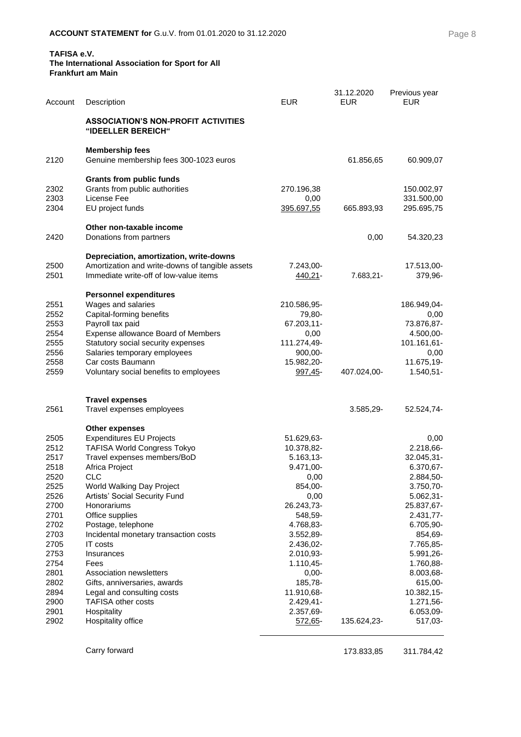**ACCOUNT STATEMENT for** G.u.V. from 01.01.2020 to 31.12.2020

**TAFISA e.V.**
**The International Association for Sport for All**
**Frankfurt am Main**

| Account | Description | EUR | 31.12.2020 EUR | Previous year EUR |
|---|---|---|---|---|
| | **ASSOCIATION'S NON-PROFIT ACTIVITIES "IDEELLER BEREICH"** | | | |
| | **Membership fees** | | | |
| 2120 | Genuine membership fees 300-1023 euros | | 61.856,65 | 60.909,07 |
| | **Grants from public funds** | | | |
| 2302 | Grants from public authorities | 270.196,38 | | 150.002,97 |
| 2303 | License Fee | 0,00 | | 331.500,00 |
| 2304 | EU project funds | 395.697,55 | 665.893,93 | 295.695,75 |
| | **Other non-taxable income** | | | |
| 2420 | Donations from partners | | 0,00 | 54.320,23 |
| | **Depreciation, amortization, write-downs** | | | |
| 2500 | Amortization and write-downs of tangible assets | 7.243,00- | | 17.513,00- |
| 2501 | Immediate write-off of low-value items | 440,21- | 7.683,21- | 379,96- |
| | **Personnel expenditures** | | | |
| 2551 | Wages and salaries | 210.586,95- | | 186.949,04- |
| 2552 | Capital-forming benefits | 79,80- | | 0,00 |
| 2553 | Payroll tax paid | 67.203,11- | | 73.876,87- |
| 2554 | Expense allowance Board of Members | 0,00 | | 4.500,00- |
| 2555 | Statutory social security expenses | 111.274,49- | | 101.161,61- |
| 2556 | Salaries temporary employees | 900,00- | | 0,00 |
| 2558 | Car costs Baumann | 15.982,20- | | 11.675,19- |
| 2559 | Voluntary social benefits to employees | 997,45- | 407.024,00- | 1.540,51- |
| | **Travel expenses** | | | |
| 2561 | Travel expenses employees | | 3.585,29- | 52.524,74- |
| | **Other expenses** | | | |
| 2505 | Expenditures EU Projects | 51.629,63- | | 0,00 |
| 2512 | TAFISA World Congress Tokyo | 10.378,82- | | 2.218,66- |
| 2517 | Travel expenses members/BoD | 5.163,13- | | 32.045,31- |
| 2518 | Africa Project | 9.471,00- | | 6.370,67- |
| 2520 | CLC | 0,00 | | 2.884,50- |
| 2525 | World Walking Day Project | 854,00- | | 3.750,70- |
| 2526 | Artists' Social Security Fund | 0,00 | | 5.062,31- |
| 2700 | Honorariums | 26.243,73- | | 25.837,67- |
| 2701 | Office supplies | 548,59- | | 2.431,77- |
| 2702 | Postage, telephone | 4.768,83- | | 6.705,90- |
| 2703 | Incidental monetary transaction costs | 3.552,89- | | 854,69- |
| 2705 | IT costs | 2.436,02- | | 7.765,85- |
| 2753 | Insurances | 2.010,93- | | 5.991,26- |
| 2754 | Fees | 1.110,45- | | 1.760,88- |
| 2801 | Association newsletters | 0,00- | | 8.003,68- |
| 2802 | Gifts, anniversaries, awards | 185,78- | | 615,00- |
| 2894 | Legal and consulting costs | 11.910,68- | | 10.382,15- |
| 2900 | TAFISA other costs | 2.429,41- | | 1.271,56- |
| 2901 | Hospitality | 2.357,69- | | 6.053,09- |
| 2902 | Hospitality office | 572,65- | 135.624,23- | 517,03- |
| | Carry forward | | 173.833,85 | 311.784,42 |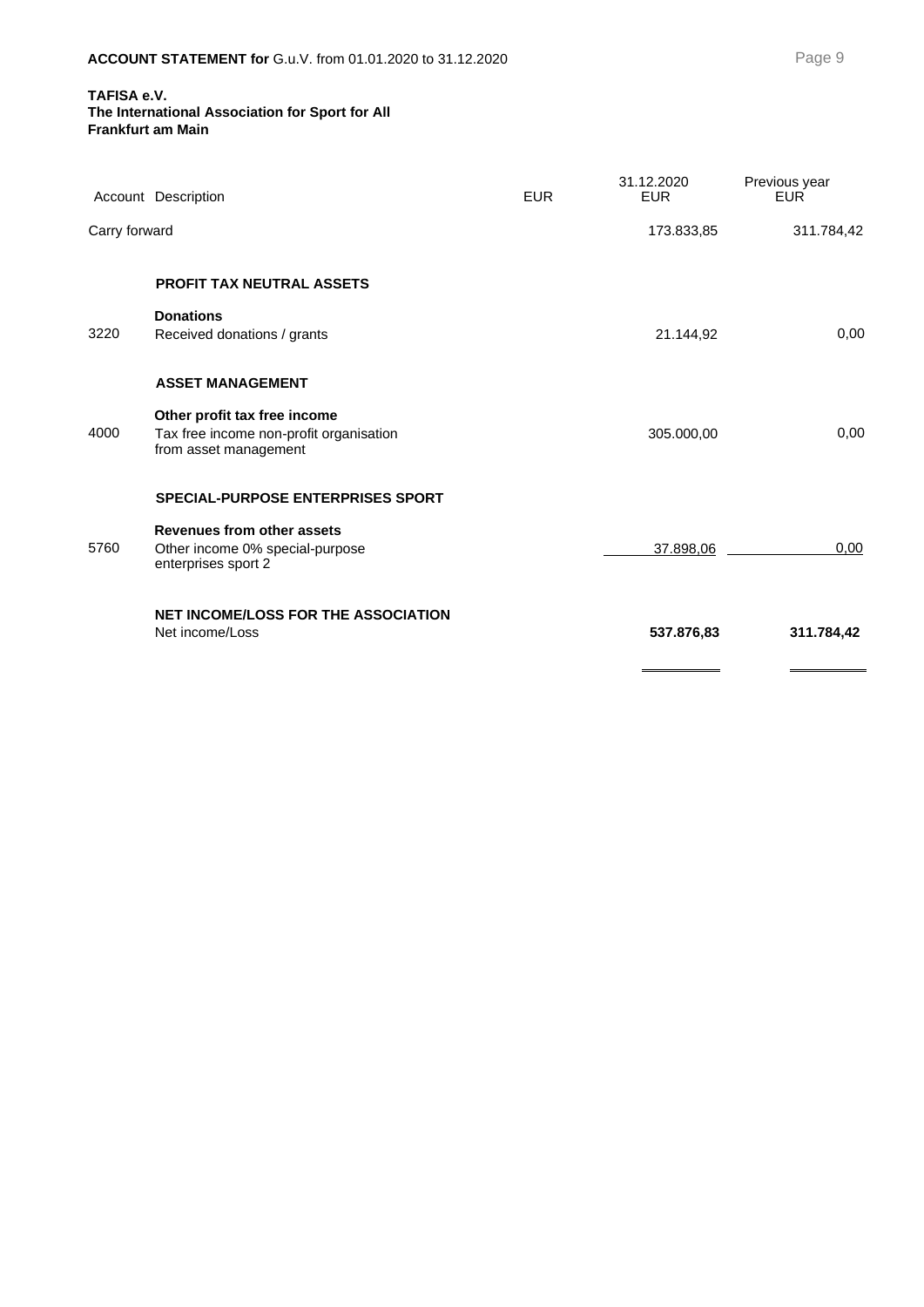**ACCOUNT STATEMENT for** G.u.V. from 01.01.2020 to 31.12.2020

**TAFISA e.V.**
**The International Association for Sport for All**
**Frankfurt am Main**

| Account | Description | EUR | 31.12.2020 EUR | Previous year EUR |
|---|---|---|---|---|
| Carry forward | | | 173.833,85 | 311.784,42 |
| | **PROFIT TAX NEUTRAL ASSETS** | | | |
| | **Donations** | | | |
| 3220 | Received donations / grants | | 21.144,92 | 0,00 |
| | **ASSET MANAGEMENT** | | | |
| | **Other profit tax free income** | | | |
| 4000 | Tax free income non-profit organisation from asset management | | 305.000,00 | 0,00 |
| | **SPECIAL-PURPOSE ENTERPRISES SPORT** | | | |
| | **Revenues from other assets** | | | |
| 5760 | Other income 0% special-purpose enterprises sport 2 | | 37.898,06 | 0,00 |
| | **NET INCOME/LOSS FOR THE ASSOCIATION** | | | |
| | Net income/Loss | | **537.876,83** | **311.784,42** |